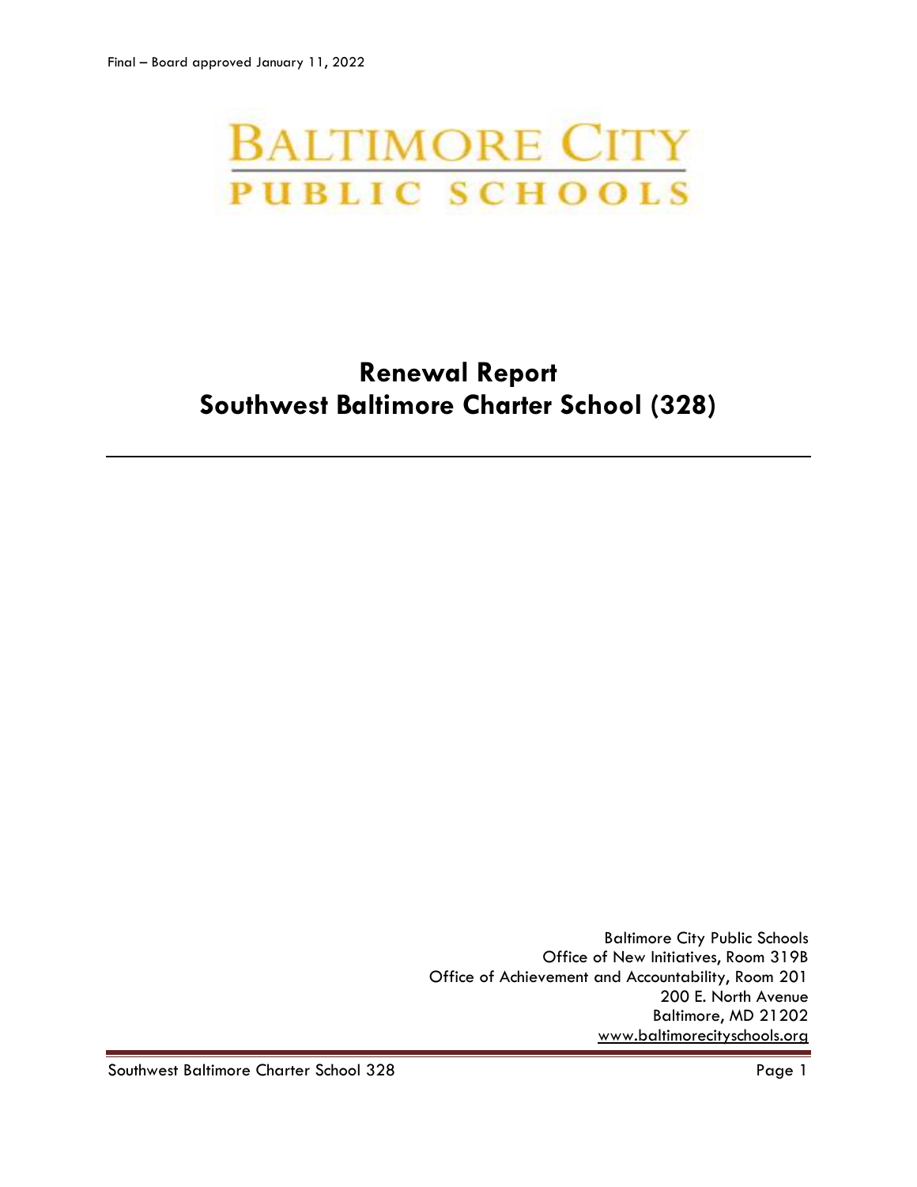Final – Board approved January 11, 2022

BALTIMORE CITY
PUBLIC SCHOOLS

# Renewal Report
# Southwest Baltimore Charter School (328)

---

Baltimore City Public Schools
Office of New Initiatives, Room 319B
Office of Achievement and Accountability, Room 201
200 E. North Avenue
Baltimore, MD 21202
www.baltimorecityschools.org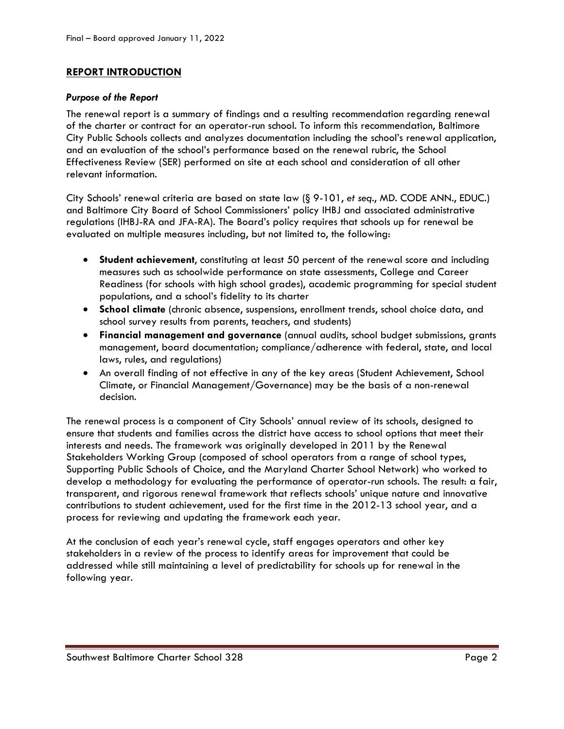## REPORT INTRODUCTION

### *Purpose of the Report*

The renewal report is a summary of findings and a resulting recommendation regarding renewal of the charter or contract for an operator-run school. To inform this recommendation, Baltimore City Public Schools collects and analyzes documentation including the school's renewal application, and an evaluation of the school's performance based on the renewal rubric, the School Effectiveness Review (SER) performed on site at each school and consideration of all other relevant information.

City Schools' renewal criteria are based on state law (§ 9-101, *et seq*., MD. CODE ANN., EDUC.) and Baltimore City Board of School Commissioners' policy IHBJ and associated administrative regulations (IHBJ-RA and JFA-RA). The Board's policy requires that schools up for renewal be evaluated on multiple measures including, but not limited to, the following:

- **Student achievement**, constituting at least 50 percent of the renewal score and including measures such as schoolwide performance on state assessments, College and Career Readiness (for schools with high school grades), academic programming for special student populations, and a school's fidelity to its charter
- **School climate** (chronic absence, suspensions, enrollment trends, school choice data, and school survey results from parents, teachers, and students)
- **Financial management and governance** (annual audits, school budget submissions, grants management, board documentation; compliance/adherence with federal, state, and local laws, rules, and regulations)
- An overall finding of not effective in any of the key areas (Student Achievement, School Climate, or Financial Management/Governance) may be the basis of a non-renewal decision.

The renewal process is a component of City Schools' annual review of its schools, designed to ensure that students and families across the district have access to school options that meet their interests and needs. The framework was originally developed in 2011 by the Renewal Stakeholders Working Group (composed of school operators from a range of school types, Supporting Public Schools of Choice, and the Maryland Charter School Network) who worked to develop a methodology for evaluating the performance of operator-run schools. The result: a fair, transparent, and rigorous renewal framework that reflects schools' unique nature and innovative contributions to student achievement, used for the first time in the 2012-13 school year, and a process for reviewing and updating the framework each year.

At the conclusion of each year's renewal cycle, staff engages operators and other key stakeholders in a review of the process to identify areas for improvement that could be addressed while still maintaining a level of predictability for schools up for renewal in the following year.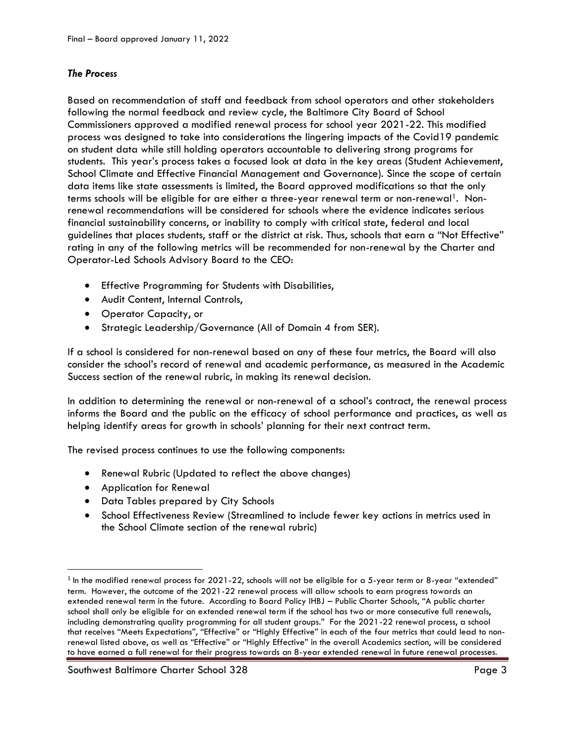### *The Process*

Based on recommendation of staff and feedback from school operators and other stakeholders following the normal feedback and review cycle, the Baltimore City Board of School Commissioners approved a modified renewal process for school year 2021-22. This modified process was designed to take into considerations the lingering impacts of the Covid19 pandemic on student data while still holding operators accountable to delivering strong programs for students. This year's process takes a focused look at data in the key areas (Student Achievement, School Climate and Effective Financial Management and Governance). Since the scope of certain data items like state assessments is limited, the Board approved modifications so that the only terms schools will be eligible for are either a three-year renewal term or non-renewal[1]. Non-renewal recommendations will be considered for schools where the evidence indicates serious financial sustainability concerns, or inability to comply with critical state, federal and local guidelines that places students, staff or the district at risk. Thus, schools that earn a "Not Effective" rating in any of the following metrics will be recommended for non-renewal by the Charter and Operator-Led Schools Advisory Board to the CEO:

- Effective Programming for Students with Disabilities,
- Audit Content, Internal Controls,
- Operator Capacity, or
- Strategic Leadership/Governance (All of Domain 4 from SER).

If a school is considered for non-renewal based on any of these four metrics, the Board will also consider the school's record of renewal and academic performance, as measured in the Academic Success section of the renewal rubric, in making its renewal decision.

In addition to determining the renewal or non-renewal of a school's contract, the renewal process informs the Board and the public on the efficacy of school performance and practices, as well as helping identify areas for growth in schools' planning for their next contract term.

The revised process continues to use the following components:

- Renewal Rubric (Updated to reflect the above changes)
- Application for Renewal
- Data Tables prepared by City Schools
- School Effectiveness Review (Streamlined to include fewer key actions in metrics used in the School Climate section of the renewal rubric)

---

[1] In the modified renewal process for 2021-22, schools will not be eligible for a 5-year term or 8-year "extended" term. However, the outcome of the 2021-22 renewal process will allow schools to earn progress towards an extended renewal term in the future. According to Board Policy IHBJ – Public Charter Schools, "A public charter school shall only be eligible for an extended renewal term if the school has two or more consecutive full renewals, including demonstrating quality programming for all student groups." For the 2021-22 renewal process, a school that receives "Meets Expectations", "Effective" or "Highly Effective" in each of the four metrics that could lead to non-renewal listed above, as well as "Effective" or "Highly Effective" in the overall Academics section, will be considered to have earned a full renewal for their progress towards an 8-year extended renewal in future renewal processes.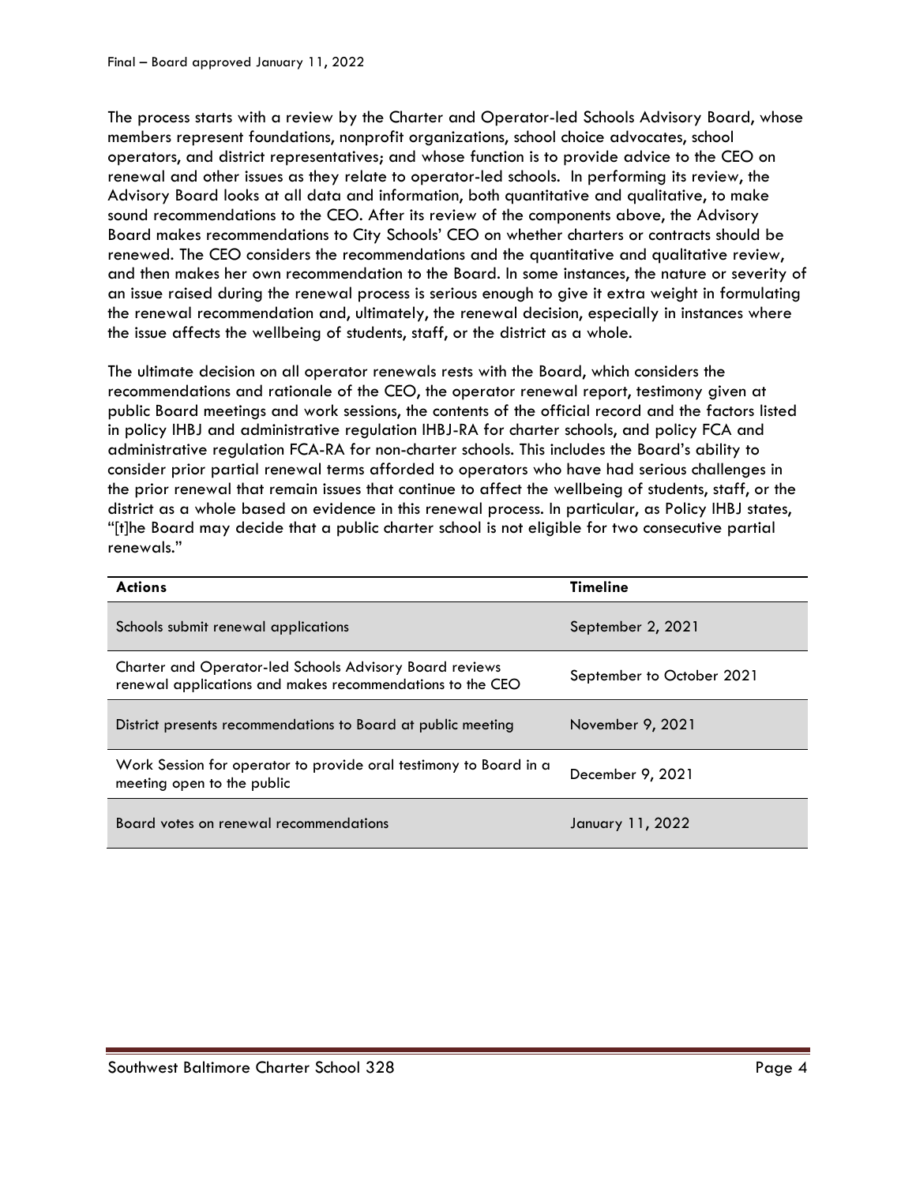The process starts with a review by the Charter and Operator-led Schools Advisory Board, whose members represent foundations, nonprofit organizations, school choice advocates, school operators, and district representatives; and whose function is to provide advice to the CEO on renewal and other issues as they relate to operator-led schools. In performing its review, the Advisory Board looks at all data and information, both quantitative and qualitative, to make sound recommendations to the CEO. After its review of the components above, the Advisory Board makes recommendations to City Schools' CEO on whether charters or contracts should be renewed. The CEO considers the recommendations and the quantitative and qualitative review, and then makes her own recommendation to the Board. In some instances, the nature or severity of an issue raised during the renewal process is serious enough to give it extra weight in formulating the renewal recommendation and, ultimately, the renewal decision, especially in instances where the issue affects the wellbeing of students, staff, or the district as a whole.

The ultimate decision on all operator renewals rests with the Board, which considers the recommendations and rationale of the CEO, the operator renewal report, testimony given at public Board meetings and work sessions, the contents of the official record and the factors listed in policy IHBJ and administrative regulation IHBJ-RA for charter schools, and policy FCA and administrative regulation FCA-RA for non-charter schools. This includes the Board's ability to consider prior partial renewal terms afforded to operators who have had serious challenges in the prior renewal that remain issues that continue to affect the wellbeing of students, staff, or the district as a whole based on evidence in this renewal process. In particular, as Policy IHBJ states, "[t]he Board may decide that a public charter school is not eligible for two consecutive partial renewals."

| Actions | Timeline |
|---|---|
| Schools submit renewal applications | September 2, 2021 |
| Charter and Operator-led Schools Advisory Board reviews renewal applications and makes recommendations to the CEO | September to October 2021 |
| District presents recommendations to Board at public meeting | November 9, 2021 |
| Work Session for operator to provide oral testimony to Board in a meeting open to the public | December 9, 2021 |
| Board votes on renewal recommendations | January 11, 2022 |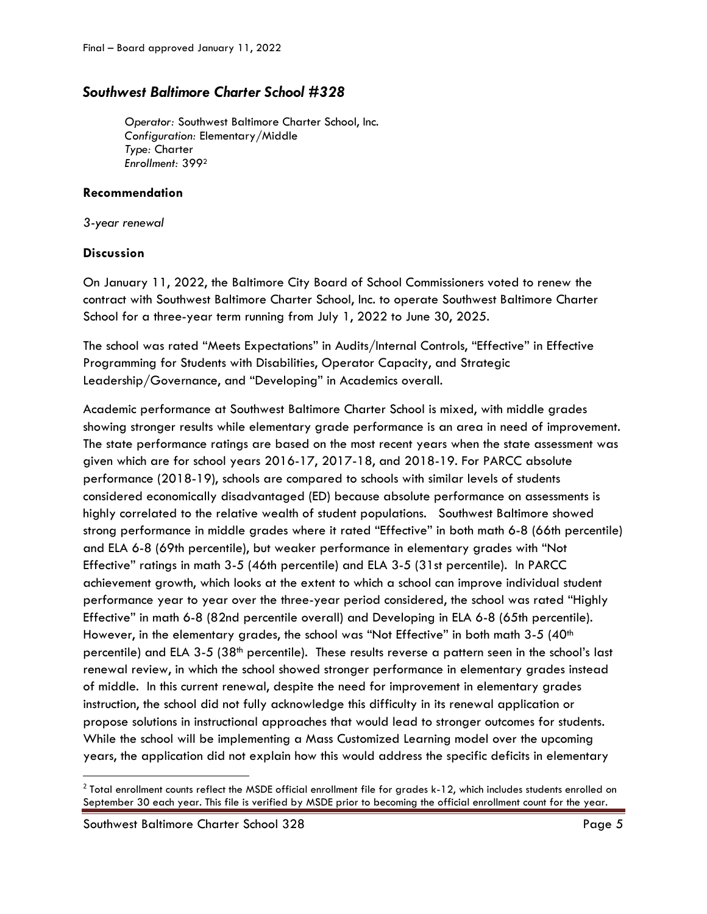## *Southwest Baltimore Charter School #328*

> *Operator:* Southwest Baltimore Charter School, Inc.
> *Configuration:* Elementary/Middle
> *Type:* Charter
> *Enrollment:* 399[2]

### Recommendation

*3-year renewal*

### Discussion

On January 11, 2022, the Baltimore City Board of School Commissioners voted to renew the contract with Southwest Baltimore Charter School, Inc. to operate Southwest Baltimore Charter School for a three-year term running from July 1, 2022 to June 30, 2025.

The school was rated "Meets Expectations" in Audits/Internal Controls, "Effective" in Effective Programming for Students with Disabilities, Operator Capacity, and Strategic Leadership/Governance, and "Developing" in Academics overall.

Academic performance at Southwest Baltimore Charter School is mixed, with middle grades showing stronger results while elementary grade performance is an area in need of improvement. The state performance ratings are based on the most recent years when the state assessment was given which are for school years 2016-17, 2017-18, and 2018-19. For PARCC absolute performance (2018-19), schools are compared to schools with similar levels of students considered economically disadvantaged (ED) because absolute performance on assessments is highly correlated to the relative wealth of student populations. Southwest Baltimore showed strong performance in middle grades where it rated "Effective" in both math 6-8 (66th percentile) and ELA 6-8 (69th percentile), but weaker performance in elementary grades with "Not Effective" ratings in math 3-5 (46th percentile) and ELA 3-5 (31st percentile). In PARCC achievement growth, which looks at the extent to which a school can improve individual student performance year to year over the three-year period considered, the school was rated "Highly Effective" in math 6-8 (82nd percentile overall) and Developing in ELA 6-8 (65th percentile). However, in the elementary grades, the school was "Not Effective" in both math 3-5 (40th percentile) and ELA 3-5 (38th percentile). These results reverse a pattern seen in the school's last renewal review, in which the school showed stronger performance in elementary grades instead of middle. In this current renewal, despite the need for improvement in elementary grades instruction, the school did not fully acknowledge this difficulty in its renewal application or propose solutions in instructional approaches that would lead to stronger outcomes for students. While the school will be implementing a Mass Customized Learning model over the upcoming years, the application did not explain how this would address the specific deficits in elementary

[2] Total enrollment counts reflect the MSDE official enrollment file for grades k-12, which includes students enrolled on September 30 each year. This file is verified by MSDE prior to becoming the official enrollment count for the year.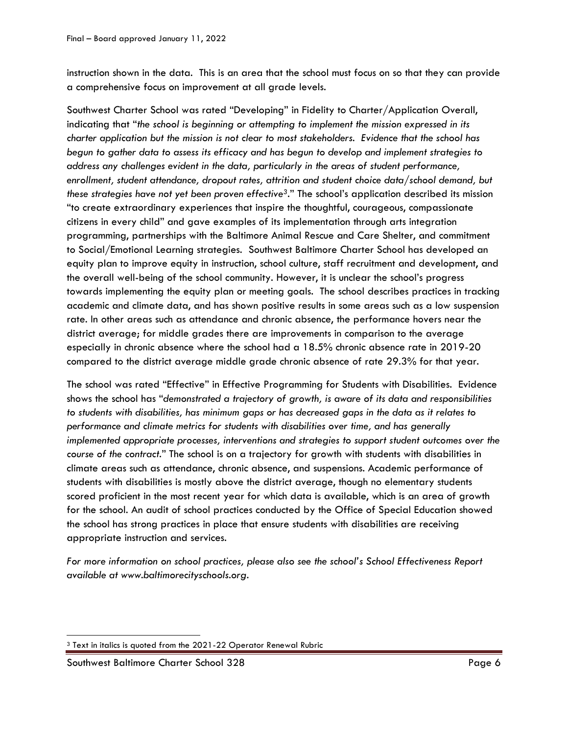instruction shown in the data. This is an area that the school must focus on so that they can provide a comprehensive focus on improvement at all grade levels.

Southwest Charter School was rated "Developing" in Fidelity to Charter/Application Overall, indicating that "*the school is beginning or attempting to implement the mission expressed in its charter application but the mission is not clear to most stakeholders. Evidence that the school has begun to gather data to assess its efficacy and has begun to develop and implement strategies to address any challenges evident in the data, particularly in the areas of student performance, enrollment, student attendance, dropout rates, attrition and student choice data/school demand, but these strategies have not yet been proven effective*[3]." The school's application described its mission "to create extraordinary experiences that inspire the thoughtful, courageous, compassionate citizens in every child" and gave examples of its implementation through arts integration programming, partnerships with the Baltimore Animal Rescue and Care Shelter, and commitment to Social/Emotional Learning strategies. Southwest Baltimore Charter School has developed an equity plan to improve equity in instruction, school culture, staff recruitment and development, and the overall well-being of the school community. However, it is unclear the school's progress towards implementing the equity plan or meeting goals. The school describes practices in tracking academic and climate data, and has shown positive results in some areas such as a low suspension rate. In other areas such as attendance and chronic absence, the performance hovers near the district average; for middle grades there are improvements in comparison to the average especially in chronic absence where the school had a 18.5% chronic absence rate in 2019-20 compared to the district average middle grade chronic absence of rate 29.3% for that year.

The school was rated "Effective" in Effective Programming for Students with Disabilities. Evidence shows the school has "*demonstrated a trajectory of growth, is aware of its data and responsibilities to students with disabilities, has minimum gaps or has decreased gaps in the data as it relates to performance and climate metrics for students with disabilities over time, and has generally implemented appropriate processes, interventions and strategies to support student outcomes over the course of the contract.*" The school is on a trajectory for growth with students with disabilities in climate areas such as attendance, chronic absence, and suspensions. Academic performance of students with disabilities is mostly above the district average, though no elementary students scored proficient in the most recent year for which data is available, which is an area of growth for the school. An audit of school practices conducted by the Office of Special Education showed the school has strong practices in place that ensure students with disabilities are receiving appropriate instruction and services.

*For more information on school practices, please also see the school's School Effectiveness Report available at www.baltimorecityschools.org.*

[3] Text in italics is quoted from the 2021-22 Operator Renewal Rubric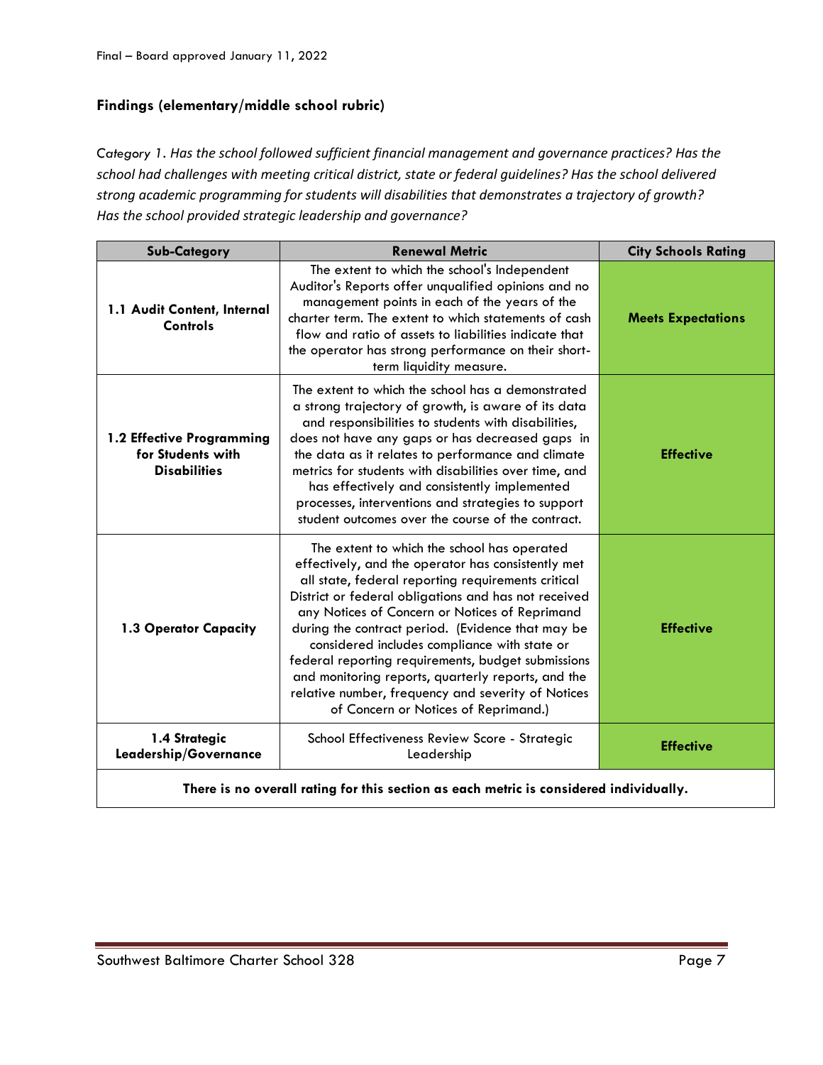Final – Board approved January 11, 2022

### Findings (elementary/middle school rubric)

Category 1. *Has the school followed sufficient financial management and governance practices? Has the school had challenges with meeting critical district, state or federal guidelines? Has the school delivered strong academic programming for students will disabilities that demonstrates a trajectory of growth? Has the school provided strategic leadership and governance?*

| Sub-Category | Renewal Metric | City Schools Rating |
|---|---|---|
| **1.1 Audit Content, Internal Controls** | The extent to which the school's Independent Auditor's Reports offer unqualified opinions and no management points in each of the years of the charter term. The extent to which statements of cash flow and ratio of assets to liabilities indicate that the operator has strong performance on their short-term liquidity measure. | **Meets Expectations** |
| **1.2 Effective Programming for Students with Disabilities** | The extent to which the school has a demonstrated a strong trajectory of growth, is aware of its data and responsibilities to students with disabilities, does not have any gaps or has decreased gaps in the data as it relates to performance and climate metrics for students with disabilities over time, and has effectively and consistently implemented processes, interventions and strategies to support student outcomes over the course of the contract. | **Effective** |
| **1.3 Operator Capacity** | The extent to which the school has operated effectively, and the operator has consistently met all state, federal reporting requirements critical District or federal obligations and has not received any Notices of Concern or Notices of Reprimand during the contract period. (Evidence that may be considered includes compliance with state or federal reporting requirements, budget submissions and monitoring reports, quarterly reports, and the relative number, frequency and severity of Notices of Concern or Notices of Reprimand.) | **Effective** |
| **1.4 Strategic Leadership/Governance** | School Effectiveness Review Score - Strategic Leadership | **Effective** |
| **There is no overall rating for this section as each metric is considered individually.** | | |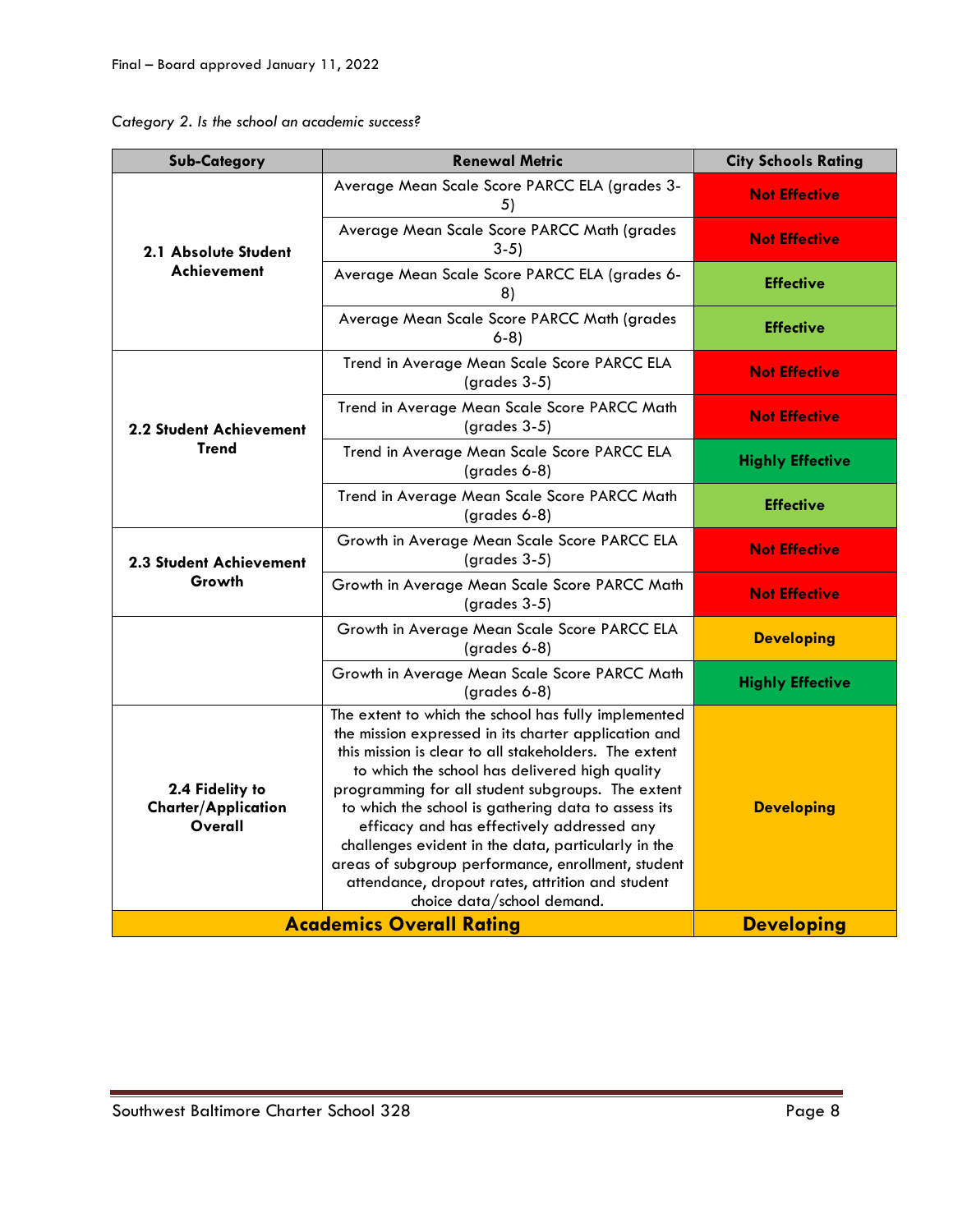Final – Board approved January 11, 2022

*Category 2. Is the school an academic success?*

| Sub-Category | Renewal Metric | City Schools Rating |
|---|---|---|
| **2.1 Absolute Student Achievement** | Average Mean Scale Score PARCC ELA (grades 3-5) | **Not Effective** |
| | Average Mean Scale Score PARCC Math (grades 3-5) | **Not Effective** |
| | Average Mean Scale Score PARCC ELA (grades 6-8) | **Effective** |
| | Average Mean Scale Score PARCC Math (grades 6-8) | **Effective** |
| **2.2 Student Achievement Trend** | Trend in Average Mean Scale Score PARCC ELA (grades 3-5) | **Not Effective** |
| | Trend in Average Mean Scale Score PARCC Math (grades 3-5) | **Not Effective** |
| | Trend in Average Mean Scale Score PARCC ELA (grades 6-8) | **Highly Effective** |
| | Trend in Average Mean Scale Score PARCC Math (grades 6-8) | **Effective** |
| **2.3 Student Achievement Growth** | Growth in Average Mean Scale Score PARCC ELA (grades 3-5) | **Not Effective** |
| | Growth in Average Mean Scale Score PARCC Math (grades 3-5) | **Not Effective** |
| | Growth in Average Mean Scale Score PARCC ELA (grades 6-8) | **Developing** |
| | Growth in Average Mean Scale Score PARCC Math (grades 6-8) | **Highly Effective** |
| **2.4 Fidelity to Charter/Application Overall** | The extent to which the school has fully implemented the mission expressed in its charter application and this mission is clear to all stakeholders. The extent to which the school has delivered high quality programming for all student subgroups. The extent to which the school is gathering data to assess its efficacy and has effectively addressed any challenges evident in the data, particularly in the areas of subgroup performance, enrollment, student attendance, dropout rates, attrition and student choice data/school demand. | **Developing** |
| **Academics Overall Rating** | | **Developing** |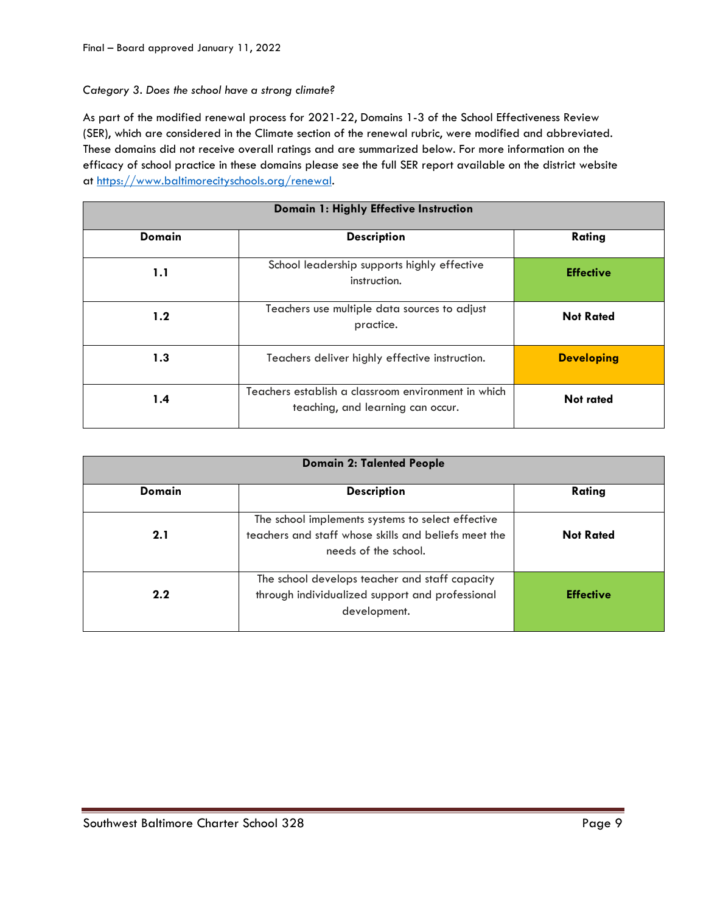*Category 3. Does the school have a strong climate?*

As part of the modified renewal process for 2021-22, Domains 1-3 of the School Effectiveness Review (SER), which are considered in the Climate section of the renewal rubric, were modified and abbreviated. These domains did not receive overall ratings and are summarized below. For more information on the efficacy of school practice in these domains please see the full SER report available on the district website at https://www.baltimorecityschools.org/renewal.

| **Domain 1: Highly Effective Instruction** | | |
|---|---|---|
| **Domain** | **Description** | **Rating** |
| **1.1** | School leadership supports highly effective instruction. | **Effective** |
| **1.2** | Teachers use multiple data sources to adjust practice. | **Not Rated** |
| **1.3** | Teachers deliver highly effective instruction. | **Developing** |
| **1.4** | Teachers establish a classroom environment in which teaching, and learning can occur. | **Not rated** |

| **Domain 2: Talented People** | | |
|---|---|---|
| **Domain** | **Description** | **Rating** |
| **2.1** | The school implements systems to select effective teachers and staff whose skills and beliefs meet the needs of the school. | **Not Rated** |
| **2.2** | The school develops teacher and staff capacity through individualized support and professional development. | **Effective** |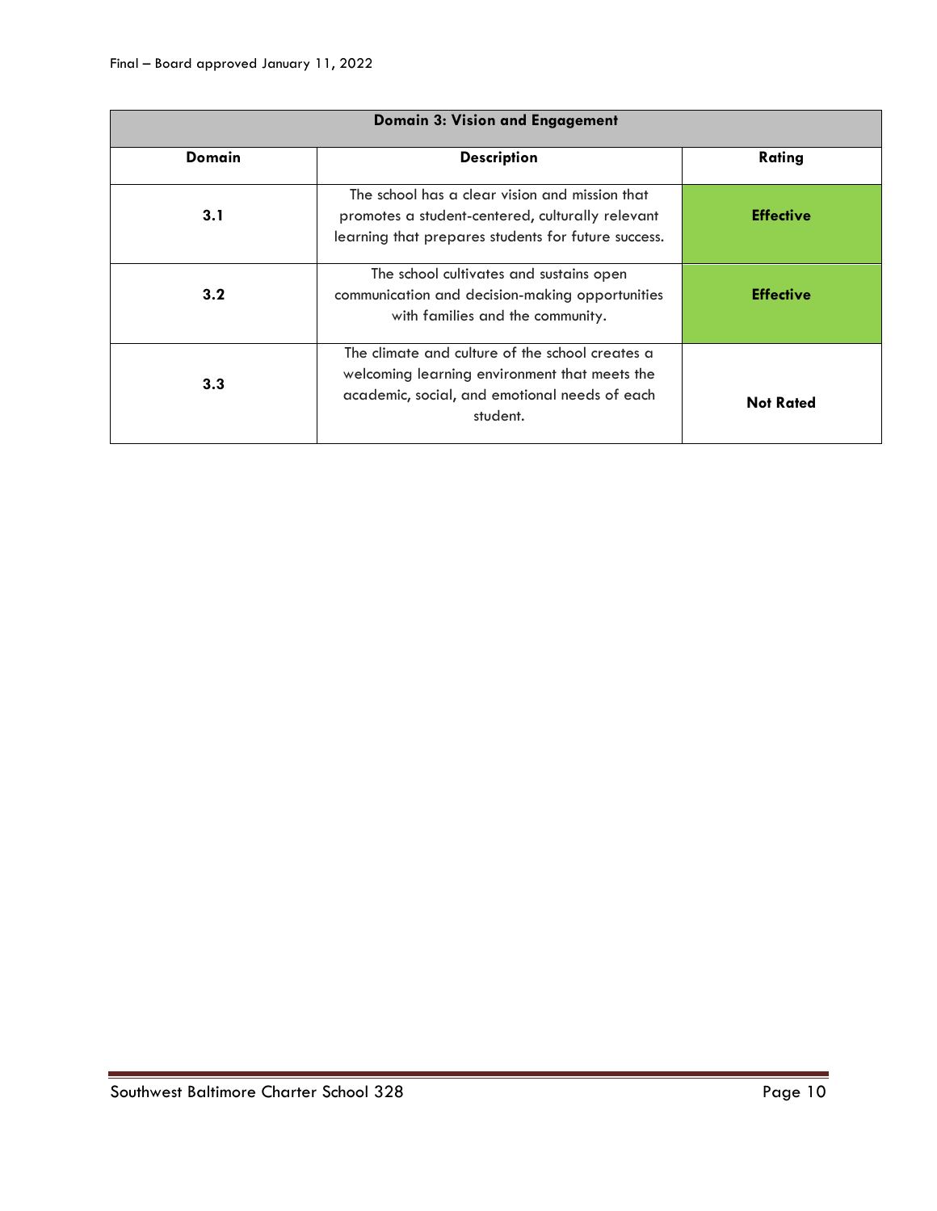| Domain 3: Vision and Engagement | | |
|---|---|---|
| **Domain** | **Description** | **Rating** |
| **3.1** | The school has a clear vision and mission that promotes a student-centered, culturally relevant learning that prepares students for future success. | **Effective** |
| **3.2** | The school cultivates and sustains open communication and decision-making opportunities with families and the community. | **Effective** |
| **3.3** | The climate and culture of the school creates a welcoming learning environment that meets the academic, social, and emotional needs of each student. | **Not Rated** |